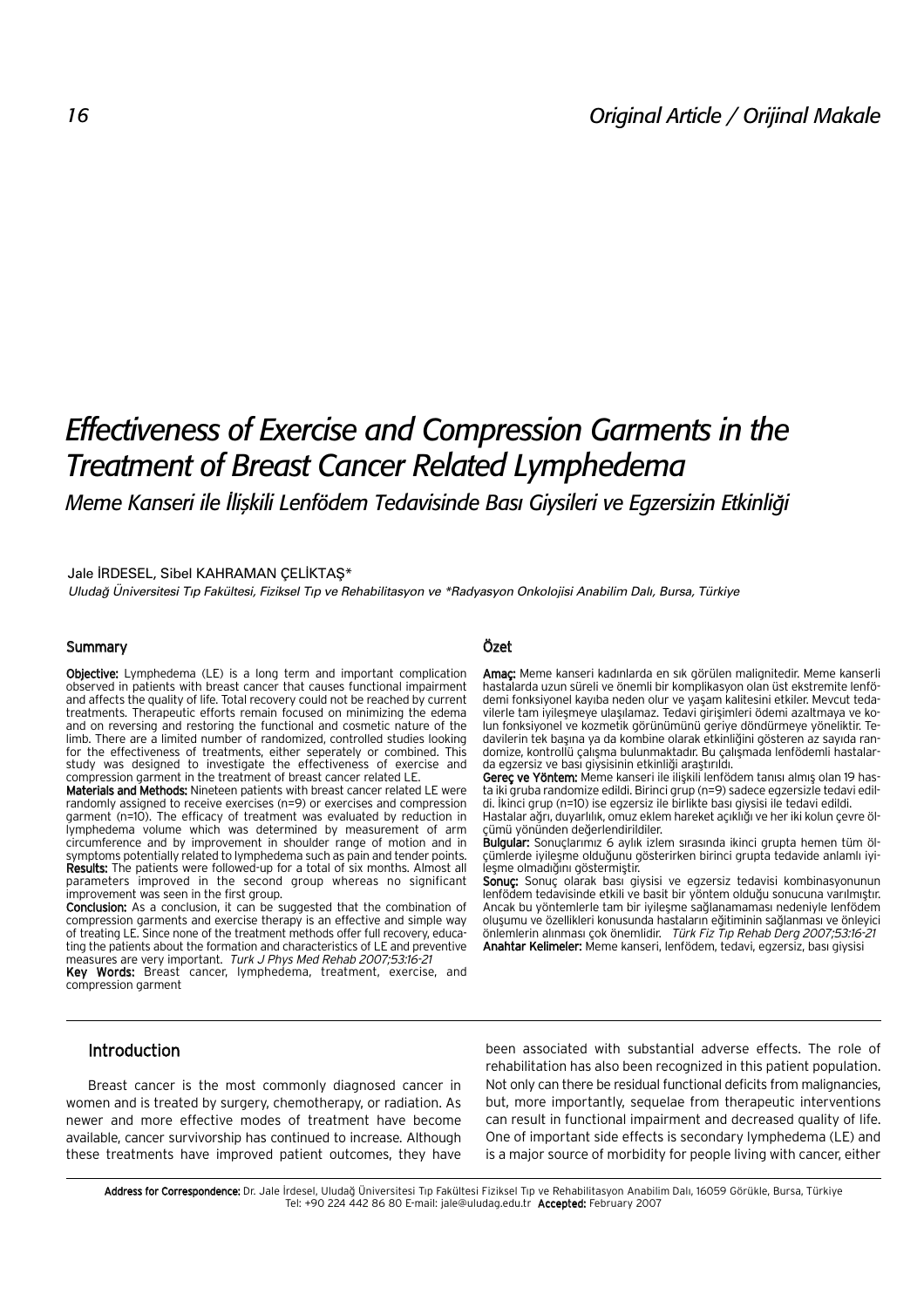# Effectiveness of Exercise and Compression Garments in the Treatment of Breast Cancer Related Lymphedema

## Meme Kanseri ile İlişkili Lenfödem Tedavisinde Bası Giysileri ve Egzersizin Etkinliği

Jale İRDESEL, Sibel KAHRAMAN ÇELİKTAŞ*

*Uludağ Üniversitesi Tıp Fakültesi, Fiziksel Tıp ve Rehabilitasyon ve *Radyasyon Onkolojisi Anabilim Dalı, Bursa, Türkiye*

### Summary

**Objective:** Lymphedema (LE) is a long term and important complication observed in patients with breast cancer that causes functional impairment and affects the quality of life. Total recovery could not be reached by current treatments. Therapeutic efforts remain focused on minimizing the edema and on reversing and restoring the functional and cosmetic nature of the limb. There are a limited number of randomized, controlled studies looking for the effectiveness of treatments, either seperately or combined. This study was designed to investigate the effectiveness of exercise and compression garment in the treatment of breast cancer related LE.

**Materials and Methods:** Nineteen patients with breast cancer related LE were randomly assigned to receive exercises (n=9) or exercises and compression garment (n=10). The efficacy of treatment was evaluated by reduction in lymphedema volume which was determined by measurement of arm circumference and by improvement in shoulder range of motion and in symptoms potentially related to lymphedema such as pain and tender points.

**Results:** The patients were followed-up for a total of six months. Almost all parameters improved in the second group whereas no significant improvement was seen in the first group.

**Conclusion:** As a conclusion, it can be suggested that the combination of compression garments and exercise therapy is an effective and simple way of treating LE. Since none of the treatment methods offer full recovery, educating the patients about the formation and characteristics of LE and preventive measures are very important. *Turk J Phys Med Rehab 2007;53:16-21*

**Key Words:** Breast cancer, lymphedema, treatment, exercise, and compression garment

### Özet

**Amaç:** Meme kanseri kadınlarda en sık görülen malignitedir. Meme kanserli hastalarda uzun süreli ve önemli bir komplikasyon olan üst ekstremite lenfödemi fonksiyonel kayıba neden olur ve yaşam kalitesini etkiler. Mevcut tedavilerle tam iyileşmeye ulaşılamaz. Tedavi girişimleri ödemi azaltmaya ve kolun fonksiyonel ve kozmetik görünümünü geriye döndürmeye yöneliktir. Tedavilerin tek başına ya da kombine olarak etkinliğini gösteren az sayıda randomize, kontrollü çalışma bulunmaktadır. Bu çalışmada lenfödemli hastalarda egzersiz ve bası giysisinin etkinliği araştırıldı.

**Gereç ve Yöntem:** Meme kanseri ile ilişkili lenfödem tanısı almış olan 19 hasta iki gruba randomize edildi. Birinci grup (n=9) sadece egzersizle tedavi edildi. İkinci grup (n=10) ise egzersiz ile birlikte bası giysisi ile tedavi edildi. Hastalar ağrı, duyarlılık, omuz eklem hareket açıklığı ve her iki kolun çevre ölçümü yönünden değerlendirildiler.

**Bulgular:** Sonuçlarımız 6 aylık izlem sırasında ikinci grupta hemen tüm ölçümlerde iyileşme olduğunu gösterirken birinci grupta tedavide anlamlı iyileşme olmadığını göstermiştir.

**Sonuç:** Sonuç olarak bası giysisi ve egzersiz tedavisi kombinasyonunun lenfödem tedavisinde etkili ve basit bir yöntem olduğu sonucuna varılmıştır. Ancak bu yöntemlerle tam bir iyileşme sağlanamaması nedeniyle lenfödem oluşumu ve özellikleri konusunda hastaların eğitiminin sağlanması ve önleyici önlemlerin alınması çok önemlidir. *Türk Fiz Tıp Rehab Derg 2007;53:16-21*

**Anahtar Kelimeler:** Meme kanseri, lenfödem, tedavi, egzersiz, bası giysisi

## Introduction

Breast cancer is the most commonly diagnosed cancer in women and is treated by surgery, chemotherapy, or radiation. As newer and more effective modes of treatment have become available, cancer survivorship has continued to increase. Although these treatments have improved patient outcomes, they have been associated with substantial adverse effects. The role of rehabilitation has also been recognized in this patient population. Not only can there be residual functional deficits from malignancies, but, more importantly, sequelae from therapeutic interventions can result in functional impairment and decreased quality of life. One of important side effects is secondary lymphedema (LE) and is a major source of morbidity for people living with cancer, either

**Address for Correspondence:** Dr. Jale İrdesel, Uludağ Üniversitesi Tıp Fakültesi Fiziksel Tıp ve Rehabilitasyon Anabilim Dalı, 16059 Görükle, Bursa, Türkiye Tel: +90 224 442 86 80 E-mail: jale@uludag.edu.tr **Accepted:** February 2007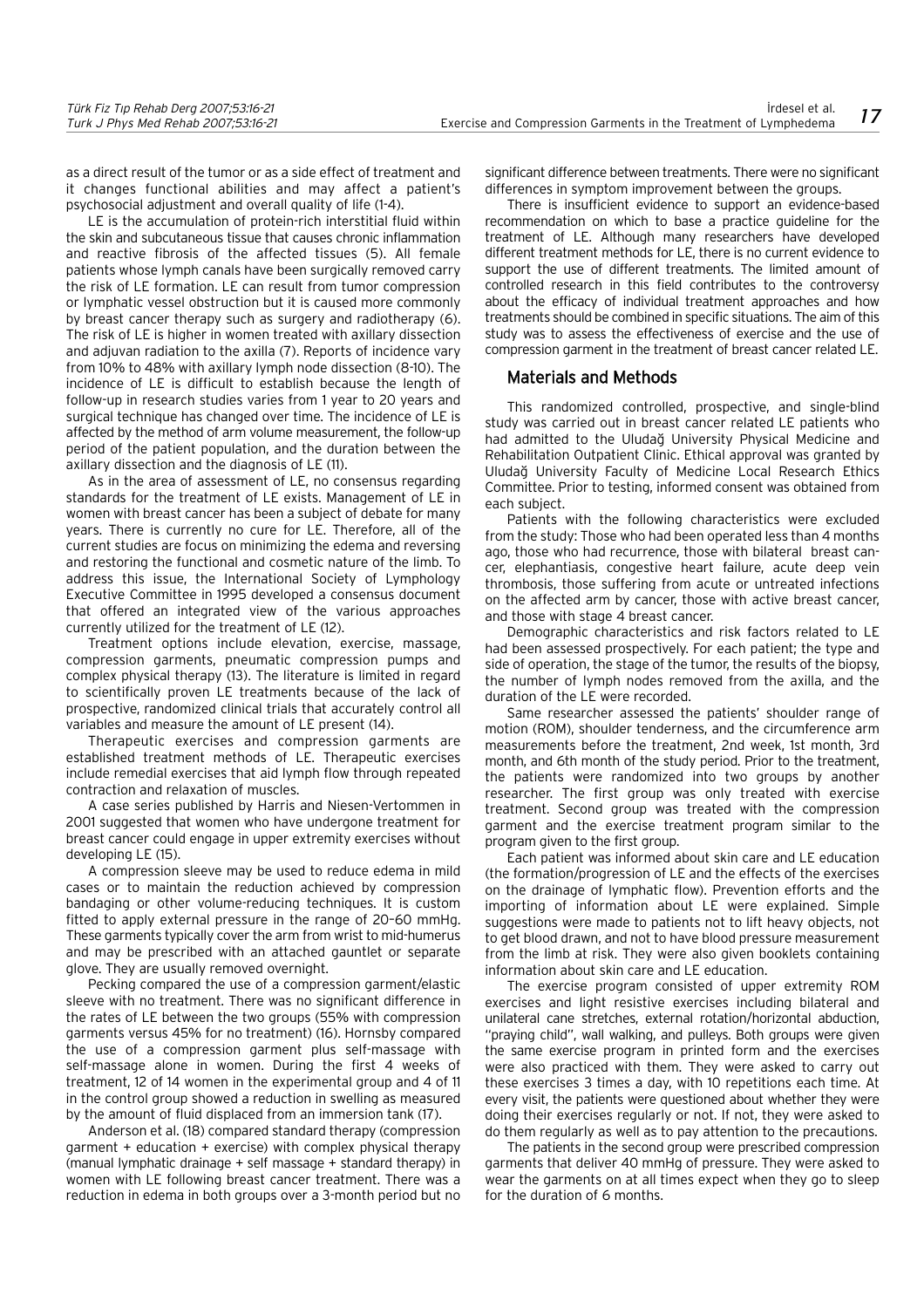as a direct result of the tumor or as a side effect of treatment and it changes functional abilities and may affect a patient's psychosocial adjustment and overall quality of life (1-4).

LE is the accumulation of protein-rich interstitial fluid within the skin and subcutaneous tissue that causes chronic inflammation and reactive fibrosis of the affected tissues (5). All female patients whose lymph canals have been surgically removed carry the risk of LE formation. LE can result from tumor compression or lymphatic vessel obstruction but it is caused more commonly by breast cancer therapy such as surgery and radiotherapy (6). The risk of LE is higher in women treated with axillary dissection and adjuvan radiation to the axilla (7). Reports of incidence vary from 10% to 48% with axillary lymph node dissection (8-10). The incidence of LE is difficult to establish because the length of follow-up in research studies varies from 1 year to 20 years and surgical technique has changed over time. The incidence of LE is affected by the method of arm volume measurement, the follow-up period of the patient population, and the duration between the axillary dissection and the diagnosis of LE (11).

As in the area of assessment of LE, no consensus regarding standards for the treatment of LE exists. Management of LE in women with breast cancer has been a subject of debate for many years. There is currently no cure for LE. Therefore, all of the current studies are focus on minimizing the edema and reversing and restoring the functional and cosmetic nature of the limb. To address this issue, the International Society of Lymphology Executive Committee in 1995 developed a consensus document that offered an integrated view of the various approaches currently utilized for the treatment of LE (12).

Treatment options include elevation, exercise, massage, compression garments, pneumatic compression pumps and complex physical therapy (13). The literature is limited in regard to scientifically proven LE treatments because of the lack of prospective, randomized clinical trials that accurately control all variables and measure the amount of LE present (14).

Therapeutic exercises and compression garments are established treatment methods of LE. Therapeutic exercises include remedial exercises that aid lymph flow through repeated contraction and relaxation of muscles.

A case series published by Harris and Niesen-Vertommen in 2001 suggested that women who have undergone treatment for breast cancer could engage in upper extremity exercises without developing LE (15).

A compression sleeve may be used to reduce edema in mild cases or to maintain the reduction achieved by compression bandaging or other volume-reducing techniques. It is custom fitted to apply external pressure in the range of 20–60 mmHg. These garments typically cover the arm from wrist to mid-humerus and may be prescribed with an attached gauntlet or separate glove. They are usually removed overnight.

Pecking compared the use of a compression garment/elastic sleeve with no treatment. There was no significant difference in the rates of LE between the two groups (55% with compression garments versus 45% for no treatment) (16). Hornsby compared the use of a compression garment plus self-massage with self-massage alone in women. During the first 4 weeks of treatment, 12 of 14 women in the experimental group and 4 of 11 in the control group showed a reduction in swelling as measured by the amount of fluid displaced from an immersion tank (17).

Anderson et al. (18) compared standard therapy (compression garment + education + exercise) with complex physical therapy (manual lymphatic drainage + self massage + standard therapy) in women with LE following breast cancer treatment. There was a reduction in edema in both groups over a 3-month period but no significant difference between treatments. There were no significant differences in symptom improvement between the groups.

There is insufficient evidence to support an evidence-based recommendation on which to base a practice guideline for the treatment of LE. Although many researchers have developed different treatment methods for LE, there is no current evidence to support the use of different treatments. The limited amount of controlled research in this field contributes to the controversy about the efficacy of individual treatment approaches and how treatments should be combined in specific situations. The aim of this study was to assess the effectiveness of exercise and the use of compression garment in the treatment of breast cancer related LE.

## Materials and Methods

This randomized controlled, prospective, and single-blind study was carried out in breast cancer related LE patients who had admitted to the Uludağ University Physical Medicine and Rehabilitation Outpatient Clinic. Ethical approval was granted by Uludağ University Faculty of Medicine Local Research Ethics Committee. Prior to testing, informed consent was obtained from each subject.

Patients with the following characteristics were excluded from the study: Those who had been operated less than 4 months ago, those who had recurrence, those with bilateral breast cancer, elephantiasis, congestive heart failure, acute deep vein thrombosis, those suffering from acute or untreated infections on the affected arm by cancer, those with active breast cancer, and those with stage 4 breast cancer.

Demographic characteristics and risk factors related to LE had been assessed prospectively. For each patient; the type and side of operation, the stage of the tumor, the results of the biopsy, the number of lymph nodes removed from the axilla, and the duration of the LE were recorded.

Same researcher assessed the patients' shoulder range of motion (ROM), shoulder tenderness, and the circumference arm measurements before the treatment, 2nd week, 1st month, 3rd month, and 6th month of the study period. Prior to the treatment, the patients were randomized into two groups by another researcher. The first group was only treated with exercise treatment. Second group was treated with the compression garment and the exercise treatment program similar to the program given to the first group.

Each patient was informed about skin care and LE education (the formation/progression of LE and the effects of the exercises on the drainage of lymphatic flow). Prevention efforts and the importing of information about LE were explained. Simple suggestions were made to patients not to lift heavy objects, not to get blood drawn, and not to have blood pressure measurement from the limb at risk. They were also given booklets containing information about skin care and LE education.

The exercise program consisted of upper extremity ROM exercises and light resistive exercises including bilateral and unilateral cane stretches, external rotation/horizontal abduction, "praying child", wall walking, and pulleys. Both groups were given the same exercise program in printed form and the exercises were also practiced with them. They were asked to carry out these exercises 3 times a day, with 10 repetitions each time. At every visit, the patients were questioned about whether they were doing their exercises regularly or not. If not, they were asked to do them regularly as well as to pay attention to the precautions.

The patients in the second group were prescribed compression garments that deliver 40 mmHg of pressure. They were asked to wear the garments on at all times expect when they go to sleep for the duration of 6 months.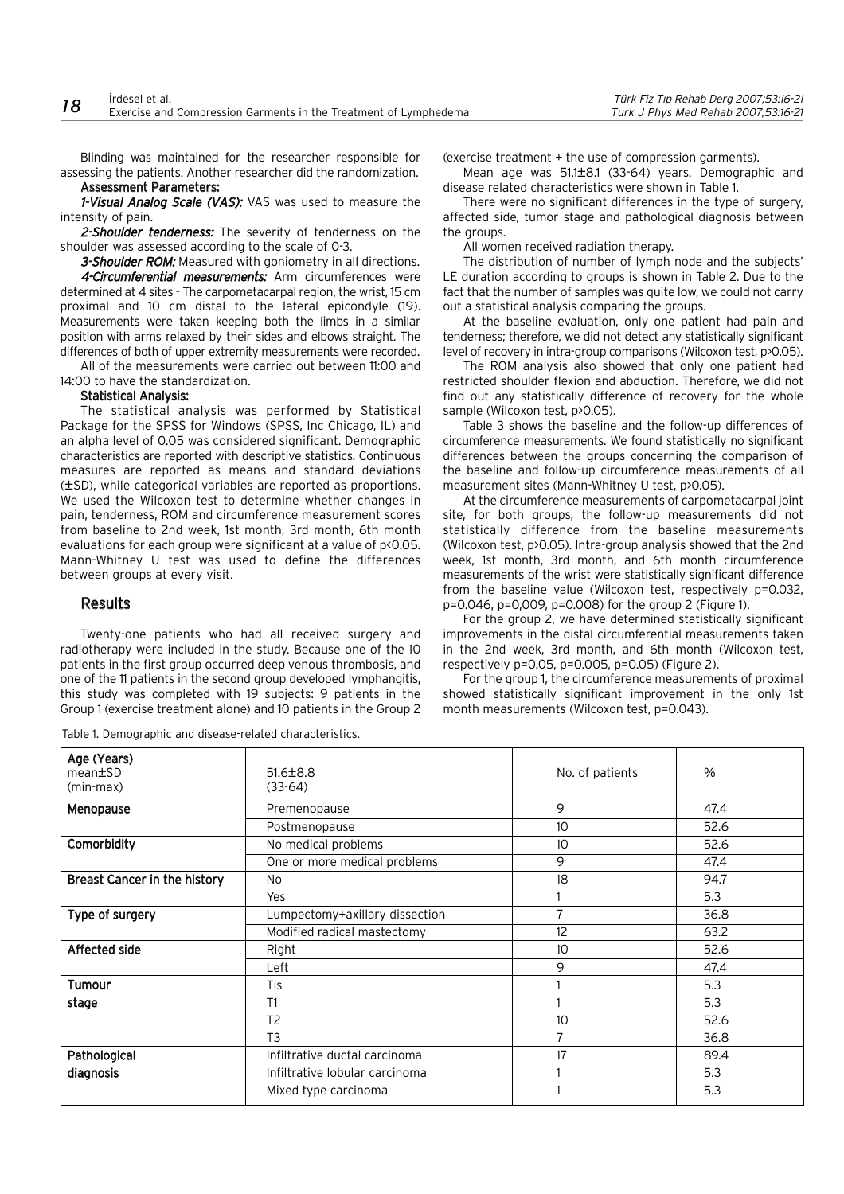Blinding was maintained for the researcher responsible for assessing the patients. Another researcher did the randomization.

**Assessment Parameters:**

***1-Visual Analog Scale (VAS):*** VAS was used to measure the intensity of pain.

***2-Shoulder tenderness:*** The severity of tenderness on the shoulder was assessed according to the scale of 0-3.

***3-Shoulder ROM:*** Measured with goniometry in all directions.

***4-Circumferential measurements:*** Arm circumferences were determined at 4 sites - The carpometacarpal region, the wrist, 15 cm proximal and 10 cm distal to the lateral epicondyle (19). Measurements were taken keeping both the limbs in a similar position with arms relaxed by their sides and elbows straight. The differences of both of upper extremity measurements were recorded.

All of the measurements were carried out between 11:00 and 14:00 to have the standardization.

**Statistical Analysis:**

The statistical analysis was performed by Statistical Package for the SPSS for Windows (SPSS, Inc Chicago, IL) and an alpha level of 0.05 was considered significant. Demographic characteristics are reported with descriptive statistics. Continuous measures are reported as means and standard deviations (±SD), while categorical variables are reported as proportions. We used the Wilcoxon test to determine whether changes in pain, tenderness, ROM and circumference measurement scores from baseline to 2nd week, 1st month, 3rd month, 6th month evaluations for each group were significant at a value of $p<0.05$. Mann-Whitney U test was used to define the differences between groups at every visit.

## Results

Twenty-one patients who had all received surgery and radiotherapy were included in the study. Because one of the 10 patients in the first group occurred deep venous thrombosis, and one of the 11 patients in the second group developed lymphangitis, this study was completed with 19 subjects: 9 patients in the Group 1 (exercise treatment alone) and 10 patients in the Group 2 (exercise treatment + the use of compression garments).

Mean age was 51.1±8.1 (33-64) years. Demographic and disease related characteristics were shown in Table 1.

There were no significant differences in the type of surgery, affected side, tumor stage and pathological diagnosis between the groups.

All women received radiation therapy.

The distribution of number of lymph node and the subjects' LE duration according to groups is shown in Table 2. Due to the fact that the number of samples was quite low, we could not carry out a statistical analysis comparing the groups.

At the baseline evaluation, only one patient had pain and tenderness; therefore, we did not detect any statistically significant level of recovery in intra-group comparisons (Wilcoxon test, $p>0.05$).

The ROM analysis also showed that only one patient had restricted shoulder flexion and abduction. Therefore, we did not find out any statistically difference of recovery for the whole sample (Wilcoxon test, $p>0.05$).

Table 3 shows the baseline and the follow-up differences of circumference measurements. We found statistically no significant differences between the groups concerning the comparison of the baseline and follow-up circumference measurements of all measurement sites (Mann-Whitney U test, $p>0.05$).

At the circumference measurements of carpometacarpal joint site, for both groups, the follow-up measurements did not statistically difference from the baseline measurements (Wilcoxon test, $p>0.05$). Intra-group analysis showed that the 2nd week, 1st month, 3rd month, and 6th month circumference measurements of the wrist were statistically significant difference from the baseline value (Wilcoxon test, respectively $p=0.032$, $p=0.046$, $p=0{,}009$, $p=0.008$) for the group 2 (Figure 1).

For the group 2, we have determined statistically significant improvements in the distal circumferential measurements taken in the 2nd week, 3rd month, and 6th month (Wilcoxon test, respectively $p=0.05$, $p=0.005$, $p=0.05$) (Figure 2).

For the group 1, the circumference measurements of proximal showed statistically significant improvement in the only 1st month measurements (Wilcoxon test, $p=0.043$).

Table 1. Demographic and disease-related characteristics.

| **Age (Years)** mean±SD (min-max) | 51.6±8.8 (33-64) | No. of patients | % |
|---|---|---|---|
| **Menopause** | Premenopause | 9 | 47.4 |
| | Postmenopause | 10 | 52.6 |
| **Comorbidity** | No medical problems | 10 | 52.6 |
| | One or more medical problems | 9 | 47.4 |
| **Breast Cancer in the history** | No | 18 | 94.7 |
| | Yes | 1 | 5.3 |
| **Type of surgery** | Lumpectomy+axillary dissection | 7 | 36.8 |
| | Modified radical mastectomy | 12 | 63.2 |
| **Affected side** | Right | 10 | 52.6 |
| | Left | 9 | 47.4 |
| **Tumour stage** | Tis | 1 | 5.3 |
| | T1 | 1 | 5.3 |
| | T2 | 10 | 52.6 |
| | T3 | 7 | 36.8 |
| **Pathological diagnosis** | Infiltrative ductal carcinoma | 17 | 89.4 |
| | Infiltrative lobular carcinoma | 1 | 5.3 |
| | Mixed type carcinoma | 1 | 5.3 |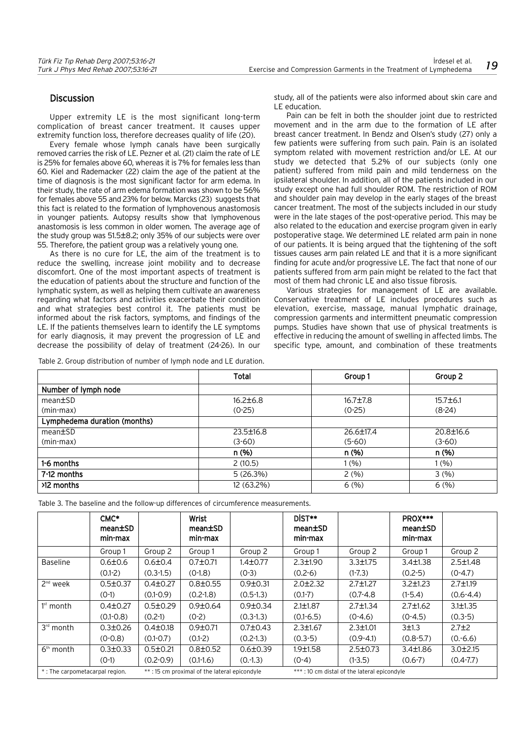## Discussion

Upper extremity LE is the most significant long-term complication of breast cancer treatment. It causes upper extremity function loss, therefore decreases quality of life (20).

Every female whose lymph canals have been surgically removed carries the risk of LE. Pezner et al. (21) claim the rate of LE is 25% for females above 60, whereas it is 7% for females less than 60. Kiel and Rademacker (22) claim the age of the patient at the time of diagnosis is the most significant factor for arm edema. In their study, the rate of arm edema formation was shown to be 56% for females above 55 and 23% for below. Marcks (23) suggests that this fact is related to the formation of lymphovenous anastomosis in younger patients. Autopsy results show that lymphovenous anastomosis is less common in older women. The average age of the study group was 51.5±8.2; only 35% of our subjects were over 55. Therefore, the patient group was a relatively young one.

As there is no cure for LE, the aim of the treatment is to reduce the swelling, increase joint mobility and to decrease discomfort. One of the most important aspects of treatment is the education of patients about the structure and function of the lymphatic system, as well as helping them cultivate an awareness regarding what factors and activities exacerbate their condition and what strategies best control it. The patients must be informed about the risk factors, symptoms, and findings of the LE. If the patients themselves learn to identify the LE symptoms for early diagnosis, it may prevent the progression of LE and decrease the possibility of delay of treatment (24-26). In our study, all of the patients were also informed about skin care and LE education.

Pain can be felt in both the shoulder joint due to restricted movement and in the arm due to the formation of LE after breast cancer treatment. In Bendz and Olsen's study (27) only a few patients were suffering from such pain. Pain is an isolated symptom related with movement restriction and/or LE. At our study we detected that 5.2% of our subjects (only one patient) suffered from mild pain and mild tenderness on the ipsilateral shoulder. In addition, all of the patients included in our study except one had full shoulder ROM. The restriction of ROM and shoulder pain may develop in the early stages of the breast cancer treatment. The most of the subjects included in our study were in the late stages of the post-operative period. This may be also related to the education and exercise program given in early postoperative stage. We determined LE related arm pain in none of our patients. It is being argued that the tightening of the soft tissues causes arm pain related LE and that it is a more significant finding for acute and/or progressive LE. The fact that none of our patients suffered from arm pain might be related to the fact that most of them had chronic LE and also tissue fibrosis.

Various strategies for management of LE are available. Conservative treatment of LE includes procedures such as elevation, exercise, massage, manual lymphatic drainage, compression garments and intermittent pneumatic compression pumps. Studies have shown that use of physical treatments is effective in reducing the amount of swelling in affected limbs. The specific type, amount, and combination of these treatments

Table 2. Group distribution of number of lymph node and LE duration.

| | Total | Group 1 | Group 2 |
|---|---|---|---|
| **Number of lymph node** | | | |
| mean±SD | 16.2±6.8 | 16.7±7.8 | 15.7±6.1 |
| (min-max) | (0-25) | (0-25) | (8-24) |
| **Lymphedema duration (months)** | | | |
| mean±SD | 23.5±16.8 | 26.6±17.4 | 20.8±16.6 |
| (min-max) | (3-60) | (5-60) | (3-60) |
| | n (%) | n (%) | n (%) |
| **1-6 months** | 2 (10.5) | 1 (%) | 1 (%) |
| **7-12 months** | 5 (26.3%) | 2 (%) | 3 (%) |
| **>12 months** | 12 (63.2%) | 6 (%) | 6 (%) |

Table 3. The baseline and the follow-up differences of circumference measurements.

| | CMC* mean±SD min-max | | Wrist mean±SD min-max | | DİST** mean±SD min-max | | PROX*** mean±SD min-max | |
|---|---|---|---|---|---|---|---|---|
| | Group 1 | Group 2 | Group 1 | Group 2 | Group 1 | Group 2 | Group 1 | Group 2 |
| Baseline | 0.6±0.6 (0.1-2) | 0.6±0.4 (0.3-1.5) | 0.7±0.71 (0-1.8) | 1.4±0.77 (0-3) | 2.3±1.90 (0.2-6) | 3.3±1.75 (1-7.3) | 3.4±1.38 (0.2-5) | 2.5±1.48 (0-4.7) |
| 2nd week | 0.5±0.37 (0-1) | 0.4±0.27 (0.1-0.9) | 0.8±0.55 (0.2-1.8) | 0.9±0.31 (0.5-1.3) | 2.0±2.32 (0.1-7) | 2.7±1.27 (0.7-4.8) | 3.2±1.23 (1-5.4) | 2.7±1.19 (0.6-4.4) |
| 1st month | 0.4±0.27 (0.1-0.8) | 0.5±0.29 (0.2-1) | 0.9±0.64 (0-2) | 0.9±0.34 (0.3-1.3) | 2.1±1.87 (0.1-6.5) | 2.7±1.34 (0-4.6) | 2.7±1.62 (0-4.5) | 3.1±1.35 (0.3-5) |
| 3rd month | 0.3±0.26 (0-0.8) | 0.4±0.18 (0.1-0.7) | 0.9±0.71 (0.1-2) | 0.7±0.43 (0.2-1.3) | 2.3±1.67 (0.3-5) | 2.3±1.01 (0.9-4.1) | 3±1.3 (0.8-5.7) | 2.7±2 (0.-6.6) |
| 6th month | 0.3±0.33 (0-1) | 0.5±0.21 (0.2-0.9) | 0.8±0.52 (0.1-1.6) | 0.6±0.39 (0.-1.3) | 1.9±1.58 (0-4) | 2.5±0.73 (1-3.5) | 3.4±1.86 (0.6-7) | 3.0±2.15 (0.4-7.7) |

* : The carpometacarpal region. ** : 15 cm proximal of the lateral epicondyle *** : 10 cm distal of the lateral epicondyle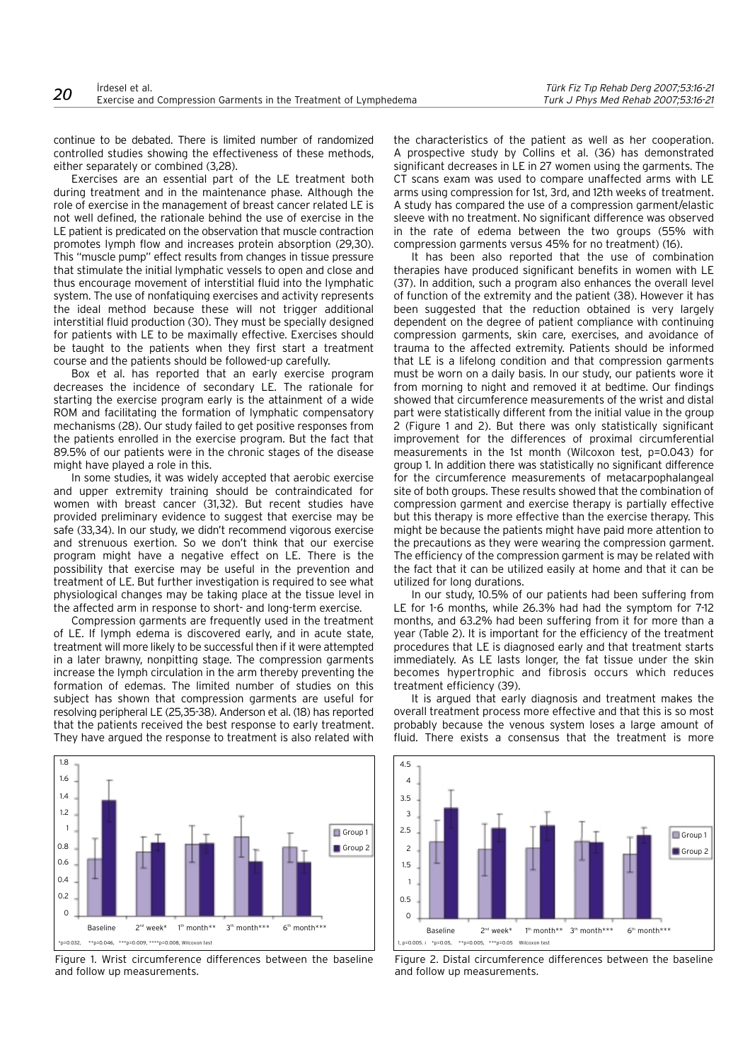continue to be debated. There is limited number of randomized controlled studies showing the effectiveness of these methods, either separately or combined (3,28).

Exercises are an essential part of the LE treatment both during treatment and in the maintenance phase. Although the role of exercise in the management of breast cancer related LE is not well defined, the rationale behind the use of exercise in the LE patient is predicated on the observation that muscle contraction promotes lymph flow and increases protein absorption (29,30). This "muscle pump" effect results from changes in tissue pressure that stimulate the initial lymphatic vessels to open and close and thus encourage movement of interstitial fluid into the lymphatic system. The use of nonfatiguing exercises and activity represents the ideal method because these will not trigger additional interstitial fluid production (30). They must be specially designed for patients with LE to be maximally effective. Exercises should be taught to the patients when they first start a treatment course and the patients should be followed-up carefully.

Box et al. has reported that an early exercise program decreases the incidence of secondary LE. The rationale for starting the exercise program early is the attainment of a wide ROM and facilitating the formation of lymphatic compensatory mechanisms (28). Our study failed to get positive responses from the patients enrolled in the exercise program. But the fact that 89.5% of our patients were in the chronic stages of the disease might have played a role in this.

In some studies, it was widely accepted that aerobic exercise and upper extremity training should be contraindicated for women with breast cancer (31,32). But recent studies have provided preliminary evidence to suggest that exercise may be safe (33,34). In our study, we didn't recommend vigorous exercise and strenuous exertion. So we don't think that our exercise program might have a negative effect on LE. There is the possibility that exercise may be useful in the prevention and treatment of LE. But further investigation is required to see what physiological changes may be taking place at the tissue level in the affected arm in response to short- and long-term exercise.

Compression garments are frequently used in the treatment of LE. If lymph edema is discovered early, and in acute state, treatment will more likely to be successful then if it were attempted in a later brawny, nonpitting stage. The compression garments increase the lymph circulation in the arm thereby preventing the formation of edemas. The limited number of studies on this subject has shown that compression garments are useful for resolving peripheral LE (25,35-38). Anderson et al. (18) has reported that the patients received the best response to early treatment. They have argued the response to treatment is also related with the characteristics of the patient as well as her cooperation. A prospective study by Collins et al. (36) has demonstrated significant decreases in LE in 27 women using the garments. The CT scans exam was used to compare unaffected arms with LE arms using compression for 1st, 3rd, and 12th weeks of treatment. A study has compared the use of a compression garment/elastic sleeve with no treatment. No significant difference was observed in the rate of edema between the two groups (55% with compression garments versus 45% for no treatment) (16).

It has been also reported that the use of combination therapies have produced significant benefits in women with LE (37). In addition, such a program also enhances the overall level of function of the extremity and the patient (38). However it has been suggested that the reduction obtained is very largely dependent on the degree of patient compliance with continuing compression garments, skin care, exercises, and avoidance of trauma to the affected extremity. Patients should be informed that LE is a lifelong condition and that compression garments must be worn on a daily basis. In our study, our patients wore it from morning to night and removed it at bedtime. Our findings showed that circumference measurements of the wrist and distal part were statistically different from the initial value in the group 2 (Figure 1 and 2). But there was only statistically significant improvement for the differences of proximal circumferential measurements in the 1st month (Wilcoxon test, p=0.043) for group 1. In addition there was statistically no significant difference for the circumference measurements of metacarpophalangeal site of both groups. These results showed that the combination of compression garment and exercise therapy is partially effective but this therapy is more effective than the exercise therapy. This might be because the patients might have paid more attention to the precautions as they were wearing the compression garment. The efficiency of the compression garment is may be related with the fact that it can be utilized easily at home and that it can be utilized for long durations.

In our study, 10.5% of our patients had been suffering from LE for 1-6 months, while 26.3% had had the symptom for 7-12 months, and 63.2% had been suffering from it for more than a year (Table 2). It is important for the efficiency of the treatment procedures that LE is diagnosed early and that treatment starts immediately. As LE lasts longer, the fat tissue under the skin becomes hypertrophic and fibrosis occurs which reduces treatment efficiency (39).

It is argued that early diagnosis and treatment makes the overall treatment process more effective and that this is so most probably because the venous system loses a large amount of fluid. There exists a consensus that the treatment is more

Figure 1. Wrist circumference differences between the baseline and follow up measurements.

Figure 2. Distal circumference differences between the baseline and follow up measurements.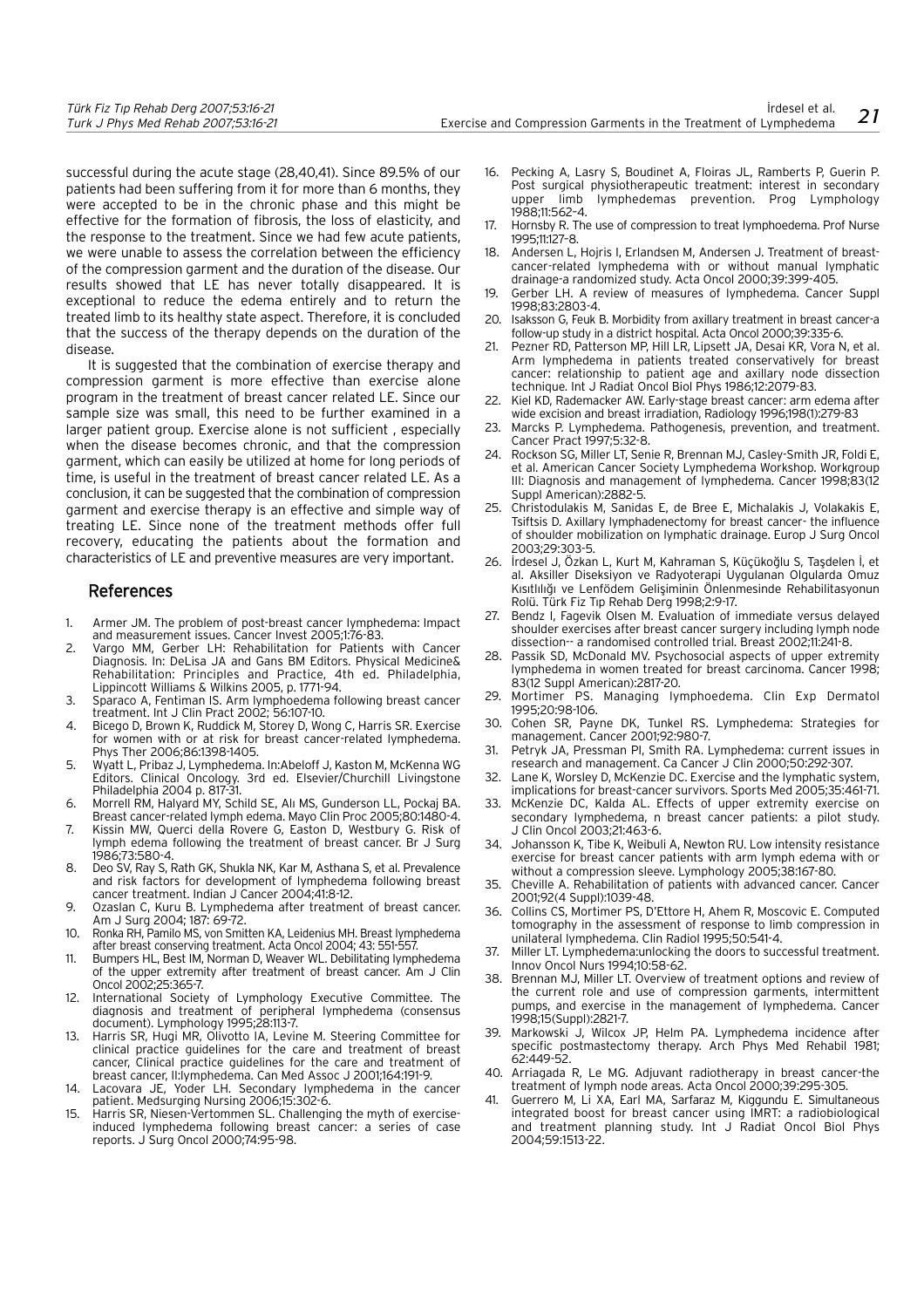successful during the acute stage (28,40,41). Since 89.5% of our patients had been suffering from it for more than 6 months, they were accepted to be in the chronic phase and this might be effective for the formation of fibrosis, the loss of elasticity, and the response to the treatment. Since we had few acute patients, we were unable to assess the correlation between the efficiency of the compression garment and the duration of the disease. Our results showed that LE has never totally disappeared. It is exceptional to reduce the edema entirely and to return the treated limb to its healthy state aspect. Therefore, it is concluded that the success of the therapy depends on the duration of the disease.

It is suggested that the combination of exercise therapy and compression garment is more effective than exercise alone program in the treatment of breast cancer related LE. Since our sample size was small, this need to be further examined in a larger patient group. Exercise alone is not sufficient , especially when the disease becomes chronic, and that the compression garment, which can easily be utilized at home for long periods of time, is useful in the treatment of breast cancer related LE. As a conclusion, it can be suggested that the combination of compression garment and exercise therapy is an effective and simple way of treating LE. Since none of the treatment methods offer full recovery, educating the patients about the formation and characteristics of LE and preventive measures are very important.

## References

1. Armer JM. The problem of post-breast cancer lymphedema: Impact and measurement issues. Cancer Invest 2005;1:76-83.
2. Vargo MM, Gerber LH: Rehabilitation for Patients with Cancer Diagnosis. In: DeLisa JA and Gans BM Editors. Physical Medicine& Rehabilitation: Principles and Practice, 4th ed. Philadelphia, Lippincott Williams & Wilkins 2005, p. 1771-94.
3. Sparaco A, Fentiman IS. Arm lymphoedema following breast cancer treatment. Int J Clin Pract 2002; 56:107-10.
4. Bicego D, Brown K, Ruddick M, Storey D, Wong C, Harris SR. Exercise for women with or at risk for breast cancer-related lymphedema. Phys Ther 2006;86:1398-1405.
5. Wyatt L, Pribaz J, Lymphedema. In:Abeloff J, Kaston M, McKenna WG Editors. Clinical Oncology. 3rd ed. Elsevier/Churchill Livingstone Philadelphia 2004 p. 817-31.
6. Morrell RM, Halyard MY, Schild SE, Alı MS, Gunderson LL, Pockaj BA. Breast cancer-related lymph edema. Mayo Clin Proc 2005;80:1480-4.
7. Kissin MW, Querci della Rovere G, Easton D, Westbury G. Risk of lymph edema following the treatment of breast cancer. Br J Surg 1986;73:580-4.
8. Deo SV, Ray S, Rath GK, Shukla NK, Kar M, Asthana S, et al. Prevalence and risk factors for development of lymphedema following breast cancer treatment. Indian J Cancer 2004;41:8-12.
9. Ozaslan C, Kuru B. Lymphedema after treatment of breast cancer. Am J Surg 2004; 187: 69-72.
10. Ronka RH, Pamilo MS, von Smitten KA, Leidenius MH. Breast lymphedema after breast conserving treatment. Acta Oncol 2004; 43: 551-557.
11. Bumpers HL, Best IM, Norman D, Weaver WL. Debilitating lymphedema of the upper extremity after treatment of breast cancer. Am J Clin Oncol 2002;25:365-7.
12. International Society of Lymphology Executive Committee. The diagnosis and treatment of peripheral lymphedema (consensus document). Lymphology 1995;28:113-7.
13. Harris SR, Hugi MR, Olivotto IA, Levine M. Steering Committee for clinical practice guidelines for the care and treatment of breast cancer, Clinical practice guidelines for the care and treatment of breast cancer, II:lymphedema. Can Med Assoc J 2001;164:191-9.
14. Lacovara JE, Yoder LH. Secondary lymphedema in the cancer patient. Medsurging Nursing 2006;15:302-6.
15. Harris SR, Niesen-Vertommen SL. Challenging the myth of exercise-induced lymphedema following breast cancer: a series of case reports. J Surg Oncol 2000;74:95-98.
16. Pecking A, Lasry S, Boudinet A, Floiras JL, Ramberts P, Guerin P. Post surgical physiotherapeutic treatment: interest in secondary upper limb lymphedemas prevention. Prog Lymphology 1988;11:562-4.
17. Hornsby R. The use of compression to treat lymphoedema. Prof Nurse 1995;11:127-8.
18. Andersen L, Hojris I, Erlandsen M, Andersen J. Treatment of breast-cancer-related lymphedema with or without manual lymphatic drainage-a randomized study. Acta Oncol 2000;39:399-405.
19. Gerber LH. A review of measures of lymphedema. Cancer Suppl 1998;83:2803-4.
20. Isaksson G, Feuk B. Morbidity from axillary treatment in breast cancer-a follow-up study in a district hospital. Acta Oncol 2000;39:335-6.
21. Pezner RD, Patterson MP, Hill LR, Lipsett JA, Desai KR, Vora N, et al. Arm lymphedema in patients treated conservatively for breast cancer: relationship to patient age and axillary node dissection technique. Int J Radiat Oncol Biol Phys 1986;12:2079-83.
22. Kiel KD, Rademacker AW. Early-stage breast cancer: arm edema after wide excision and breast irradiation, Radiology 1996;198(1):279-83
23. Marcks P. Lymphedema. Pathogenesis, prevention, and treatment. Cancer Pract 1997;5:32-8.
24. Rockson SG, Miller LT, Senie R, Brennan MJ, Casley-Smith JR, Foldi E, et al. American Cancer Society Lymphedema Workshop. Workgroup III: Diagnosis and management of lymphedema. Cancer 1998;83(12 Suppl American):2882-5.
25. Christodulakis M, Sanidas E, de Bree E, Michalakis J, Volakakis E, Tsiftsis D. Axillary lymphadenectomy for breast cancer- the influence of shoulder mobilization on lymphatic drainage. Europ J Surg Oncol 2003;29:303-5.
26. İrdesel J, Özkan L, Kurt M, Kahraman S, Küçükoğlu S, Taşdelen İ, et al. Aksiller Diseksiyon ve Radyoterapi Uygulanan Olgularda Omuz Kısıtlılığı ve Lenfödem Gelişiminin Önlenmesinde Rehabilitasyonun Rolü. Türk Fiz Tıp Rehab Derg 1998;2:9-17.
27. Bendz I, Fagevik Olsen M. Evaluation of immediate versus delayed shoulder exercises after breast cancer surgery including lymph node dissection-- a randomised controlled trial. Breast 2002;11:241-8.
28. Passik SD, McDonald MV. Psychosocial aspects of upper extremity lymphedema in women treated for breast carcinoma. Cancer 1998; 83(12 Suppl American):2817-20.
29. Mortimer PS. Managing lymphoedema. Clin Exp Dermatol 1995;20:98-106.
30. Cohen SR, Payne DK, Tunkel RS. Lymphedema: Strategies for management. Cancer 2001;92:980-7.
31. Petryk JA, Pressman PI, Smith RA. Lymphedema: current issues in research and management. Ca Cancer J Clin 2000;50:292-307.
32. Lane K, Worsley D, McKenzie DC. Exercise and the lymphatic system, implications for breast-cancer survivors. Sports Med 2005;35:461-71.
33. McKenzie DC, Kalda AL. Effects of upper extremity exercise on secondary lymphedema, n breast cancer patients: a pilot study. J Clin Oncol 2003;21:463-6.
34. Johansson K, Tibe K, Weibuli A, Newton RU. Low intensity resistance exercise for breast cancer patients with arm lymph edema with or without a compression sleeve. Lymphology 2005;38:167-80.
35. Cheville A. Rehabilitation of patients with advanced cancer. Cancer 2001;92(4 Suppl):1039-48.
36. Collins CS, Mortimer PS, D'Ettore H, Ahem R, Moscovic E. Computed tomography in the assessment of response to limb compression in unilateral lymphedema. Clin Radiol 1995;50:541-4.
37. Miller LT. Lymphedema:unlocking the doors to successful treatment. Innov Oncol Nurs 1994;10:58-62.
38. Brennan MJ, Miller LT. Overview of treatment options and review of the current role and use of compression garments, intermittent pumps, and exercise in the management of lymphedema. Cancer 1998;15(Suppl):2821-7.
39. Markowski J, Wilcox JP, Helm PA. Lymphedema incidence after specific postmastectomy therapy. Arch Phys Med Rehabil 1981; 62:449-52.
40. Arriagada R, Le MG. Adjuvant radiotherapy in breast cancer-the treatment of lymph node areas. Acta Oncol 2000;39:295-305.
41. Guerrero M, Li XA, Earl MA, Sarfaraz M, Kiggundu E. Simultaneous integrated boost for breast cancer using IMRT: a radiobiological and treatment planning study. Int J Radiat Oncol Biol Phys 2004;59:1513-22.